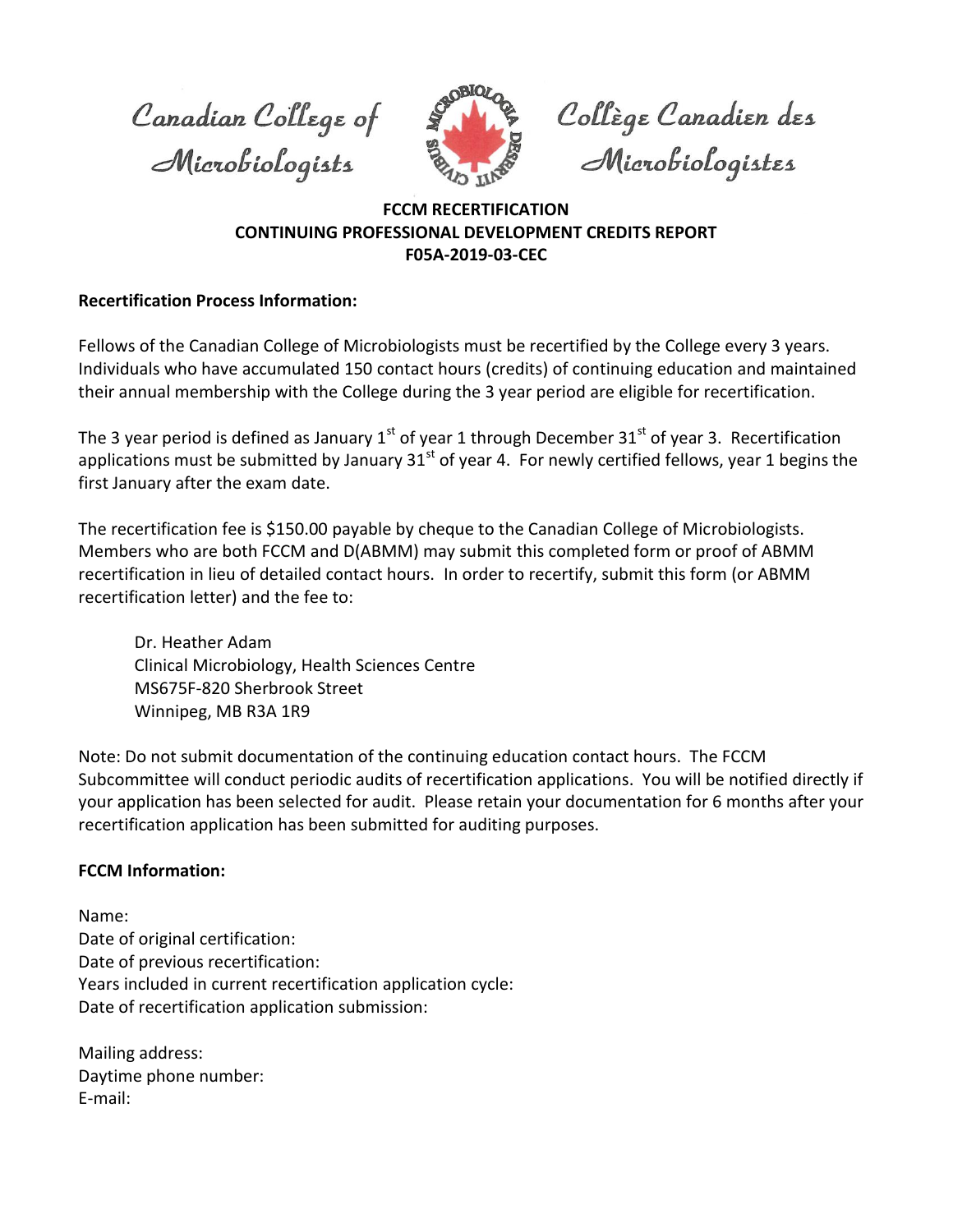Canadian College of Microbiologists

Collège Canadien des Microbiologistes

**FCCM RECERTIFICATION**
**CONTINUING PROFESSIONAL DEVELOPMENT CREDITS REPORT**
**F05A-2019-03-CEC**

**Recertification Process Information:**

Fellows of the Canadian College of Microbiologists must be recertified by the College every 3 years. Individuals who have accumulated 150 contact hours (credits) of continuing education and maintained their annual membership with the College during the 3 year period are eligible for recertification.

The 3 year period is defined as January 1st of year 1 through December 31st of year 3. Recertification applications must be submitted by January 31st of year 4. For newly certified fellows, year 1 begins the first January after the exam date.

The recertification fee is $150.00 payable by cheque to the Canadian College of Microbiologists. Members who are both FCCM and D(ABMM) may submit this completed form or proof of ABMM recertification in lieu of detailed contact hours. In order to recertify, submit this form (or ABMM recertification letter) and the fee to:

> Dr. Heather Adam
> Clinical Microbiology, Health Sciences Centre
> MS675F-820 Sherbrook Street
> Winnipeg, MB R3A 1R9

Note: Do not submit documentation of the continuing education contact hours. The FCCM Subcommittee will conduct periodic audits of recertification applications. You will be notified directly if your application has been selected for audit. Please retain your documentation for 6 months after your recertification application has been submitted for auditing purposes.

**FCCM Information:**

Name:
Date of original certification:
Date of previous recertification:
Years included in current recertification application cycle:
Date of recertification application submission:

Mailing address:
Daytime phone number:
E-mail: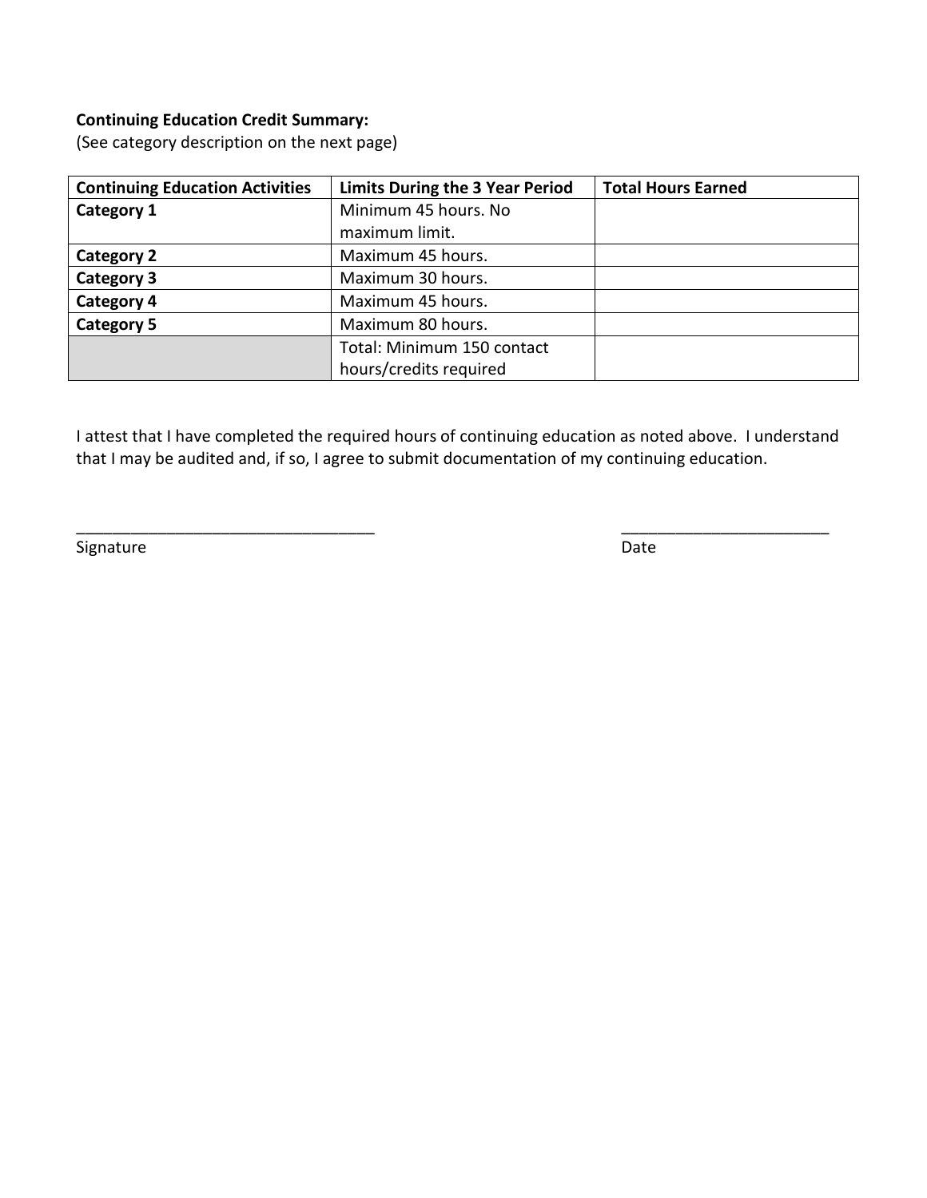**Continuing Education Credit Summary:**
(See category description on the next page)

| Continuing Education Activities | Limits During the 3 Year Period | Total Hours Earned |
|---|---|---|
| **Category 1** | Minimum 45 hours. No maximum limit. | |
| **Category 2** | Maximum 45 hours. | |
| **Category 3** | Maximum 30 hours. | |
| **Category 4** | Maximum 45 hours. | |
| **Category 5** | Maximum 80 hours. | |
| | Total: Minimum 150 contact hours/credits required | |

I attest that I have completed the required hours of continuing education as noted above. I understand that I may be audited and, if so, I agree to submit documentation of my continuing education.

__________________________________ ________________________
Signature Date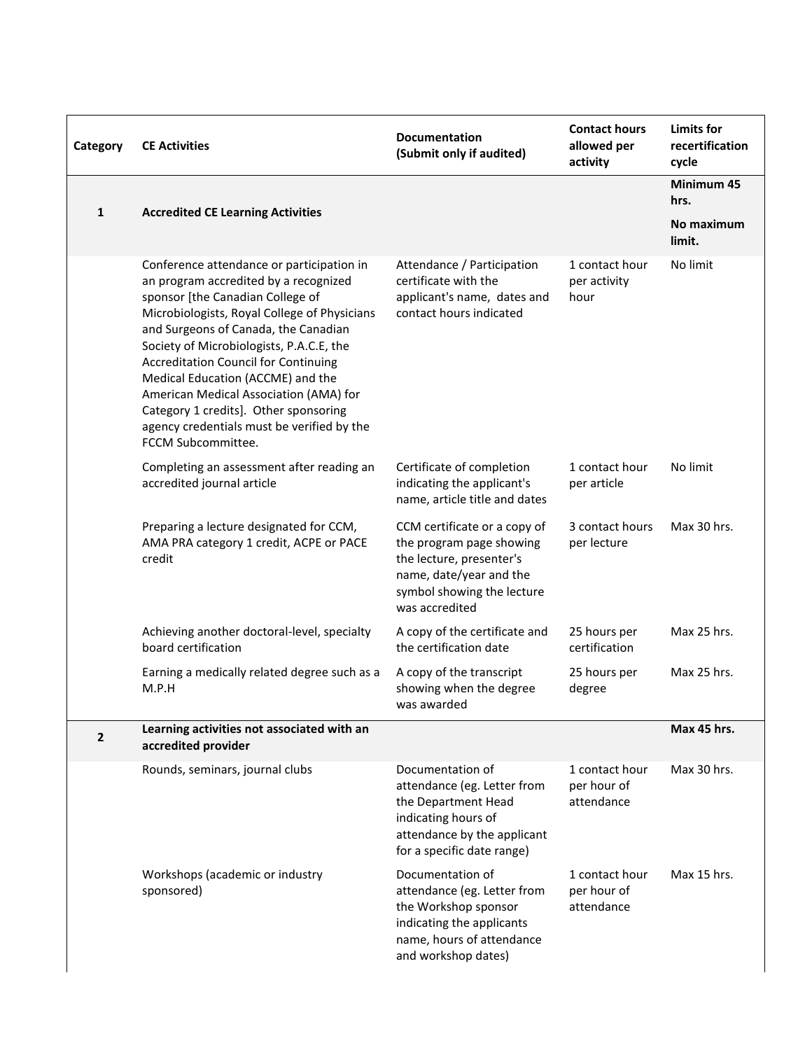| Category | CE Activities | Documentation (Submit only if audited) | Contact hours allowed per activity | Limits for recertification cycle |
|---|---|---|---|---|
| **1** | **Accredited CE Learning Activities** | | | **Minimum 45 hrs.** **No maximum limit.** |
| | Conference attendance or participation in an program accredited by a recognized sponsor [the Canadian College of Microbiologists, Royal College of Physicians and Surgeons of Canada, the Canadian Society of Microbiologists, P.A.C.E, the Accreditation Council for Continuing Medical Education (ACCME) and the American Medical Association (AMA) for Category 1 credits]. Other sponsoring agency credentials must be verified by the FCCM Subcommittee. | Attendance / Participation certificate with the applicant's name, dates and contact hours indicated | 1 contact hour per activity hour | No limit |
| | Completing an assessment after reading an accredited journal article | Certificate of completion indicating the applicant's name, article title and dates | 1 contact hour per article | No limit |
| | Preparing a lecture designated for CCM, AMA PRA category 1 credit, ACPE or PACE credit | CCM certificate or a copy of the program page showing the lecture, presenter's name, date/year and the symbol showing the lecture was accredited | 3 contact hours per lecture | Max 30 hrs. |
| | Achieving another doctoral-level, specialty board certification | A copy of the certificate and the certification date | 25 hours per certification | Max 25 hrs. |
| | Earning a medically related degree such as a M.P.H | A copy of the transcript showing when the degree was awarded | 25 hours per degree | Max 25 hrs. |
| **2** | **Learning activities not associated with an accredited provider** | | | **Max 45 hrs.** |
| | Rounds, seminars, journal clubs | Documentation of attendance (eg. Letter from the Department Head indicating hours of attendance by the applicant for a specific date range) | 1 contact hour per hour of attendance | Max 30 hrs. |
| | Workshops (academic or industry sponsored) | Documentation of attendance (eg. Letter from the Workshop sponsor indicating the applicants name, hours of attendance and workshop dates) | 1 contact hour per hour of attendance | Max 15 hrs. |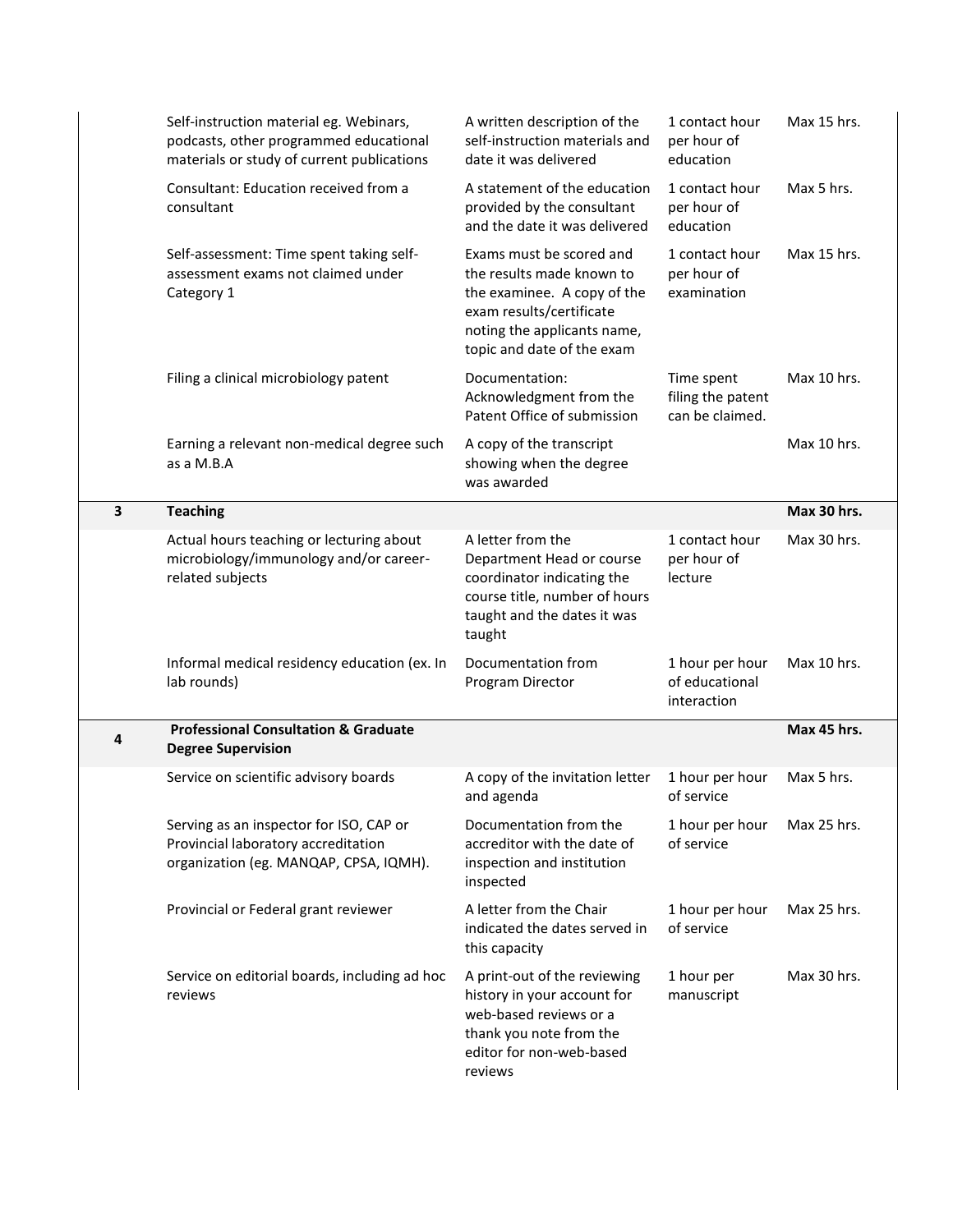| | | | | |
|---|---|---|---|---|
| | Self-instruction material eg. Webinars, podcasts, other programmed educational materials or study of current publications | A written description of the self-instruction materials and date it was delivered | 1 contact hour per hour of education | Max 15 hrs. |
| | Consultant: Education received from a consultant | A statement of the education provided by the consultant and the date it was delivered | 1 contact hour per hour of education | Max 5 hrs. |
| | Self-assessment: Time spent taking self-assessment exams not claimed under Category 1 | Exams must be scored and the results made known to the examinee. A copy of the exam results/certificate noting the applicants name, topic and date of the exam | 1 contact hour per hour of examination | Max 15 hrs. |
| | Filing a clinical microbiology patent | Documentation: Acknowledgment from the Patent Office of submission | Time spent filing the patent can be claimed. | Max 10 hrs. |
| | Earning a relevant non-medical degree such as a M.B.A | A copy of the transcript showing when the degree was awarded | | Max 10 hrs. |
| **3** | **Teaching** | | | **Max 30 hrs.** |
| | Actual hours teaching or lecturing about microbiology/immunology and/or career-related subjects | A letter from the Department Head or course coordinator indicating the course title, number of hours taught and the dates it was taught | 1 contact hour per hour of lecture | Max 30 hrs. |
| | Informal medical residency education (ex. In lab rounds) | Documentation from Program Director | 1 hour per hour of educational interaction | Max 10 hrs. |
| **4** | **Professional Consultation & Graduate Degree Supervision** | | | **Max 45 hrs.** |
| | Service on scientific advisory boards | A copy of the invitation letter and agenda | 1 hour per hour of service | Max 5 hrs. |
| | Serving as an inspector for ISO, CAP or Provincial laboratory accreditation organization (eg. MANQAP, CPSA, IQMH). | Documentation from the accreditor with the date of inspection and institution inspected | 1 hour per hour of service | Max 25 hrs. |
| | Provincial or Federal grant reviewer | A letter from the Chair indicated the dates served in this capacity | 1 hour per hour of service | Max 25 hrs. |
| | Service on editorial boards, including ad hoc reviews | A print-out of the reviewing history in your account for web-based reviews or a thank you note from the editor for non-web-based reviews | 1 hour per manuscript | Max 30 hrs. |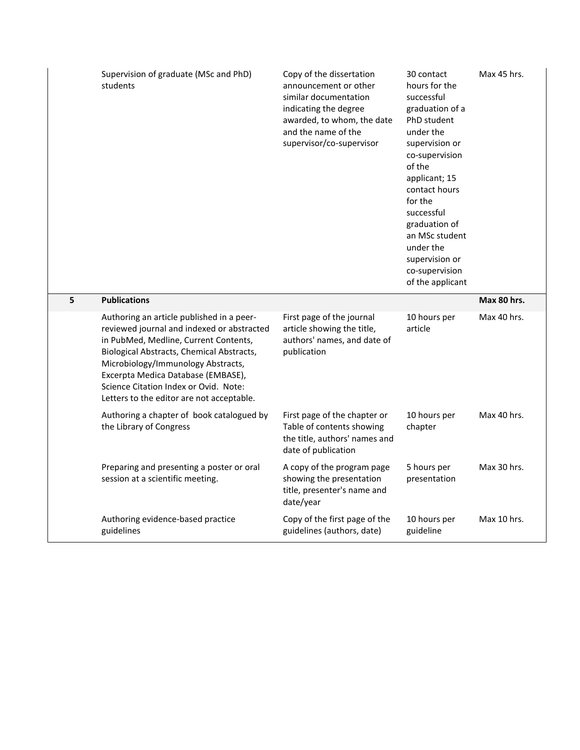| | | | | |
|---|---|---|---|---|
| | Supervision of graduate (MSc and PhD) students | Copy of the dissertation announcement or other similar documentation indicating the degree awarded, to whom, the date and the name of the supervisor/co-supervisor | 30 contact hours for the successful graduation of a PhD student under the supervision or co-supervision of the applicant; 15 contact hours for the successful graduation of an MSc student under the supervision or co-supervision of the applicant | Max 45 hrs. |
| **5** | **Publications** | | | **Max 80 hrs.** |
| | Authoring an article published in a peer-reviewed journal and indexed or abstracted in PubMed, Medline, Current Contents, Biological Abstracts, Chemical Abstracts, Microbiology/Immunology Abstracts, Excerpta Medica Database (EMBASE), Science Citation Index or Ovid. Note: Letters to the editor are not acceptable. | First page of the journal article showing the title, authors' names, and date of publication | 10 hours per article | Max 40 hrs. |
| | Authoring a chapter of book catalogued by the Library of Congress | First page of the chapter or Table of contents showing the title, authors' names and date of publication | 10 hours per chapter | Max 40 hrs. |
| | Preparing and presenting a poster or oral session at a scientific meeting. | A copy of the program page showing the presentation title, presenter's name and date/year | 5 hours per presentation | Max 30 hrs. |
| | Authoring evidence-based practice guidelines | Copy of the first page of the guidelines (authors, date) | 10 hours per guideline | Max 10 hrs. |